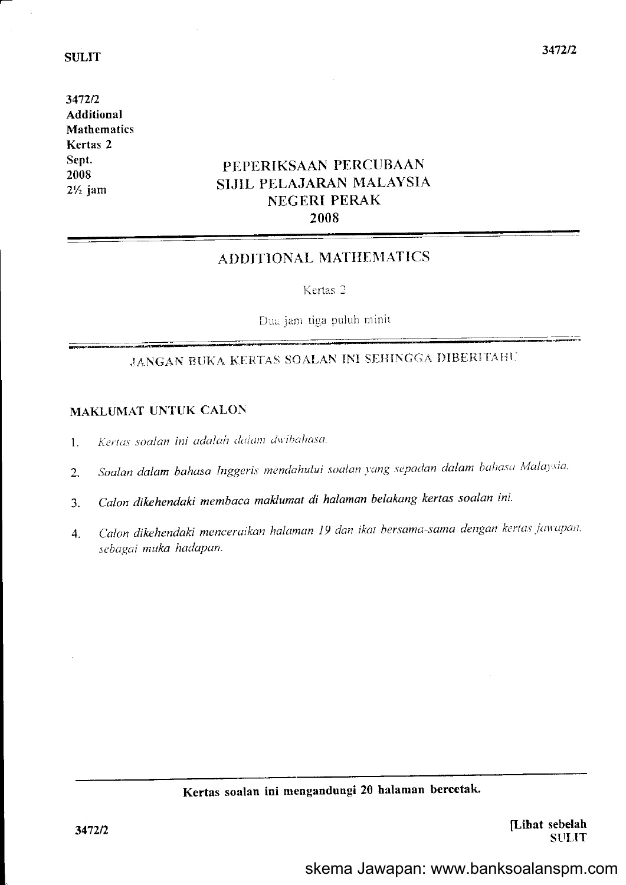3472/2
Additional
Mathematics
Kertas 2
Sept.
2008
2½ jam

# PEPERIKSAAN PERCUBAAN
# SIJIL PELAJARAN MALAYSIA
# NEGERI PERAK
# 2008

## ADDITIONAL MATHEMATICS

Kertas 2

Dua jam tiga puluh minit

JANGAN BUKA KERTAS SOALAN INI SEHINGGA DIBERITAHU

**MAKLUMAT UNTUK CALON**

1. *Kertas soalan ini adalah dalam dwibahasa.*
2. *Soalan dalam bahasa Inggeris mendahului soalan yang sepadan dalam bahasa Malaysia.*
3. ***Calon dikehendaki membaca maklumat di halaman belakang kertas soalan ini.***
4. *Calon dikehendaki menceraikan halaman 19 dan ikat bersama-sama dengan kertas jawapan, sebagai muka hadapan.*

**Kertas soalan ini mengandungi 20 halaman bercetak.**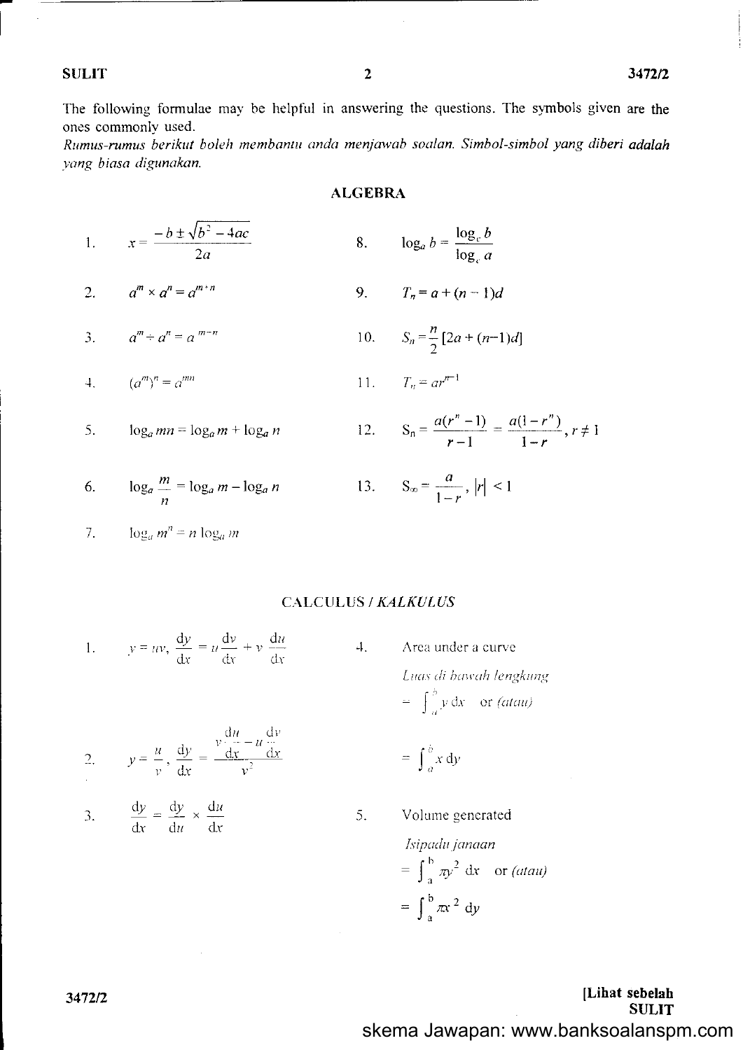The following formulae may be helpful in answering the questions. The symbols given are the ones commonly used.

*Rumus-rumus berikut boleh membantu anda menjawab soalan. Simbol-simbol yang diberi adalah yang biasa digunakan.*

## ALGEBRA

1. $x = \dfrac{-b \pm \sqrt{b^2 - 4ac}}{2a}$

2. $a^m \times a^n = a^{m+n}$

3. $a^m \div a^n = a^{m-n}$

4. $(a^m)^n = a^{mn}$

5. $\log_a mn = \log_a m + \log_a n$

6. $\log_a \dfrac{m}{n} = \log_a m - \log_a n$

7. $\log_a m^n = n \log_a m$

8. $\log_a b = \dfrac{\log_c b}{\log_c a}$

9. $T_n = a + (n-1)d$

10. $S_n = \dfrac{n}{2}[2a + (n-1)d]$

11. $T_n = ar^{n-1}$

12. $S_n = \dfrac{a(r^n - 1)}{r - 1} = \dfrac{a(1 - r^n)}{1 - r}, r \neq 1$

13. $S_\infty = \dfrac{a}{1-r}, |r| < 1$

## CALCULUS / *KALKULUS*

1. $y = uv, \dfrac{dy}{dx} = u\dfrac{dv}{dx} + v\dfrac{du}{dx}$

2. $y = \dfrac{u}{v}, \dfrac{dy}{dx} = \dfrac{v\dfrac{du}{dx} - u\dfrac{dv}{dx}}{v^2}$

3. $\dfrac{dy}{dx} = \dfrac{dy}{du} \times \dfrac{du}{dx}$

4. Area under a curve
   *Luas di bawah lengkung*
   $= \int_a^b y \, dx$ or *(atau)*
   $= \int_a^b x \, dy$

5. Volume generated
   *Isipadu janaan*
   $= \int_a^b \pi y^2 \, dx$ or *(atau)*
   $= \int_a^b \pi x^2 \, dy$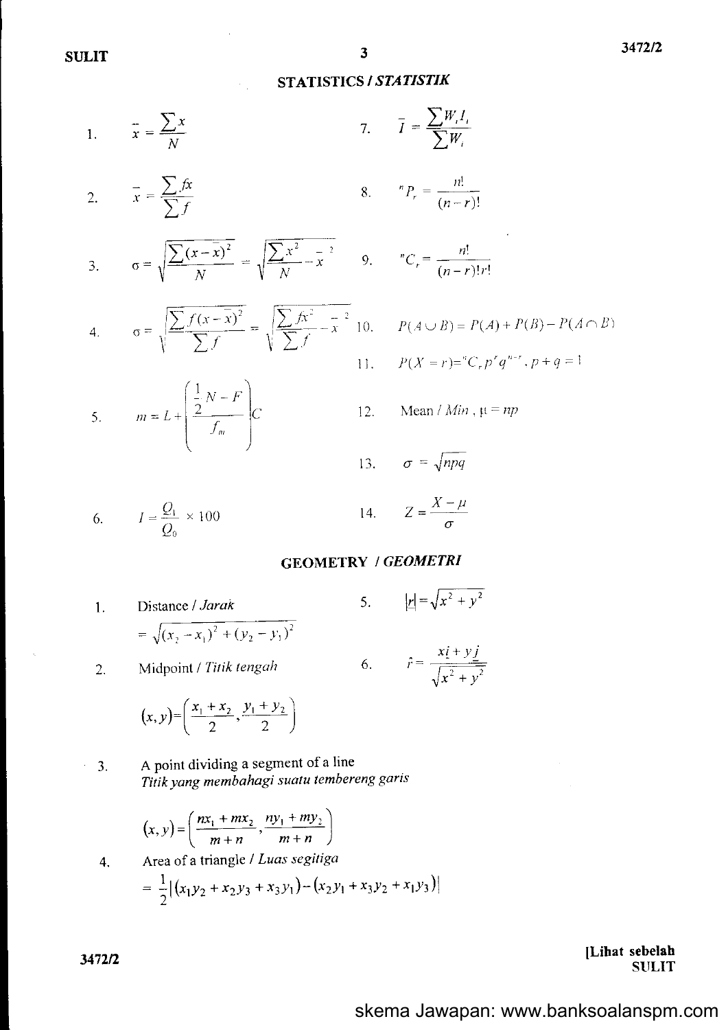## STATISTICS / *STATISTIK*

1. $\bar{x} = \dfrac{\sum x}{N}$

2. $\bar{x} = \dfrac{\sum fx}{\sum f}$

3. $\sigma = \sqrt{\dfrac{\sum (x-\bar{x})^2}{N}} = \sqrt{\dfrac{\sum x^2}{N} - \bar{x}^2}$

4. $\sigma = \sqrt{\dfrac{\sum f(x-\bar{x})^2}{\sum f}} = \sqrt{\dfrac{\sum fx^2}{\sum f} - \bar{x}^2}$

5. $m = L + \left( \dfrac{\frac{1}{2}N - F}{f_m} \right) C$

6. $I = \dfrac{Q_1}{Q_0} \times 100$

7. $\bar{I} = \dfrac{\sum W_i I_i}{\sum W_i}$

8. ${}^nP_r = \dfrac{n!}{(n-r)!}$

9. ${}^nC_r = \dfrac{n!}{(n-r)!r!}$

10. $P(A \cup B) = P(A) + P(B) - P(A \cap B)$

11. $P(X = r) = {}^nC_r p^r q^{n-r}, \; p + q = 1$

12. Mean / *Min* , $\mu = np$

13. $\sigma = \sqrt{npq}$

14. $Z = \dfrac{X - \mu}{\sigma}$

## GEOMETRY / *GEOMETRI*

1. Distance / *Jarak*
$= \sqrt{(x_2 - x_1)^2 + (y_2 - y_1)^2}$

2. Midpoint / *Titik tengah*
$$(x, y) = \left( \frac{x_1 + x_2}{2}, \frac{y_1 + y_2}{2} \right)$$

3. A point dividing a segment of a line
*Titik yang membahagi suatu tembereng garis*
$$(x, y) = \left( \frac{nx_1 + mx_2}{m+n}, \frac{ny_1 + my_2}{m+n} \right)$$

4. Area of a triangle / *Luas segitiga*
$$= \frac{1}{2} \left| (x_1y_2 + x_2y_3 + x_3y_1) - (x_2y_1 + x_3y_2 + x_1y_3) \right|$$

5. $|\underline{r}| = \sqrt{x^2 + y^2}$

6. $\hat{r} = \dfrac{x\underline{i} + y\underline{j}}{\sqrt{x^2 + y^2}}$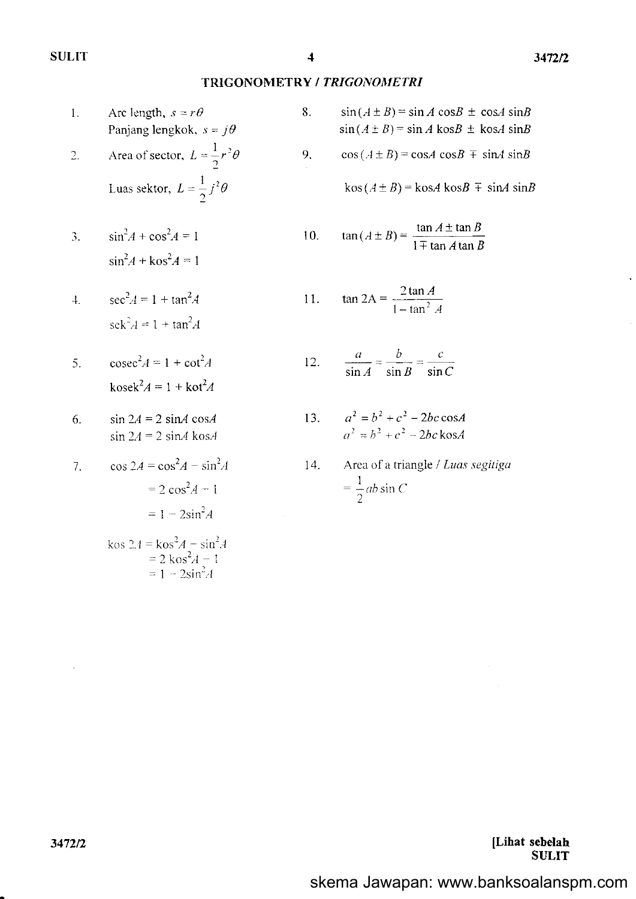## TRIGONOMETRY / *TRIGONOMETRI*

1. Arc length, $s = r\theta$
   Panjang lengkok, $s = j\theta$

2. Area of sector, $L = \frac{1}{2}r^2\theta$
   Luas sektor, $L = \frac{1}{2}j^2\theta$

3. $\sin^2 A + \cos^2 A = 1$
   $\sin^2 A + \text{kos}^2 A = 1$

4. $\sec^2 A = 1 + \tan^2 A$
   $\text{sek}^2 A = 1 + \tan^2 A$

5. $\text{cosec}^2 A = 1 + \cot^2 A$
   $\text{kosek}^2 A = 1 + \text{kot}^2 A$

6. $\sin 2A = 2 \sin A \cos A$
   $\sin 2A = 2 \sin A \,\text{kos} A$

7. $\cos 2A = \cos^2 A - \sin^2 A$
   $= 2\cos^2 A - 1$
   $= 1 - 2\sin^2 A$

   $\text{kos}\, 2A = \text{kos}^2 A - \sin^2 A$
   $= 2\,\text{kos}^2 A - 1$
   $= 1 - 2\sin^2 A$

8. $\sin(A \pm B) = \sin A \cos B \pm \cos A \sin B$
   $\sin(A \pm B) = \sin A \,\text{kos} B \pm \text{kos} A \sin B$

9. $\cos(A \pm B) = \cos A \cos B \mp \sin A \sin B$

   $\text{kos}(A \pm B) = \text{kos} A \,\text{kos} B \mp \sin A \sin B$

10. $\tan(A \pm B) = \dfrac{\tan A \pm \tan B}{1 \mp \tan A \tan B}$

11. $\tan 2A = \dfrac{2\tan A}{1 - \tan^2 A}$

12. $\dfrac{a}{\sin A} = \dfrac{b}{\sin B} = \dfrac{c}{\sin C}$

13. $a^2 = b^2 + c^2 - 2bc\cos A$
    $a^2 = b^2 + c^2 - 2bc\,\text{kos} A$

14. Area of a triangle / *Luas segitiga*
    $= \frac{1}{2}ab\sin C$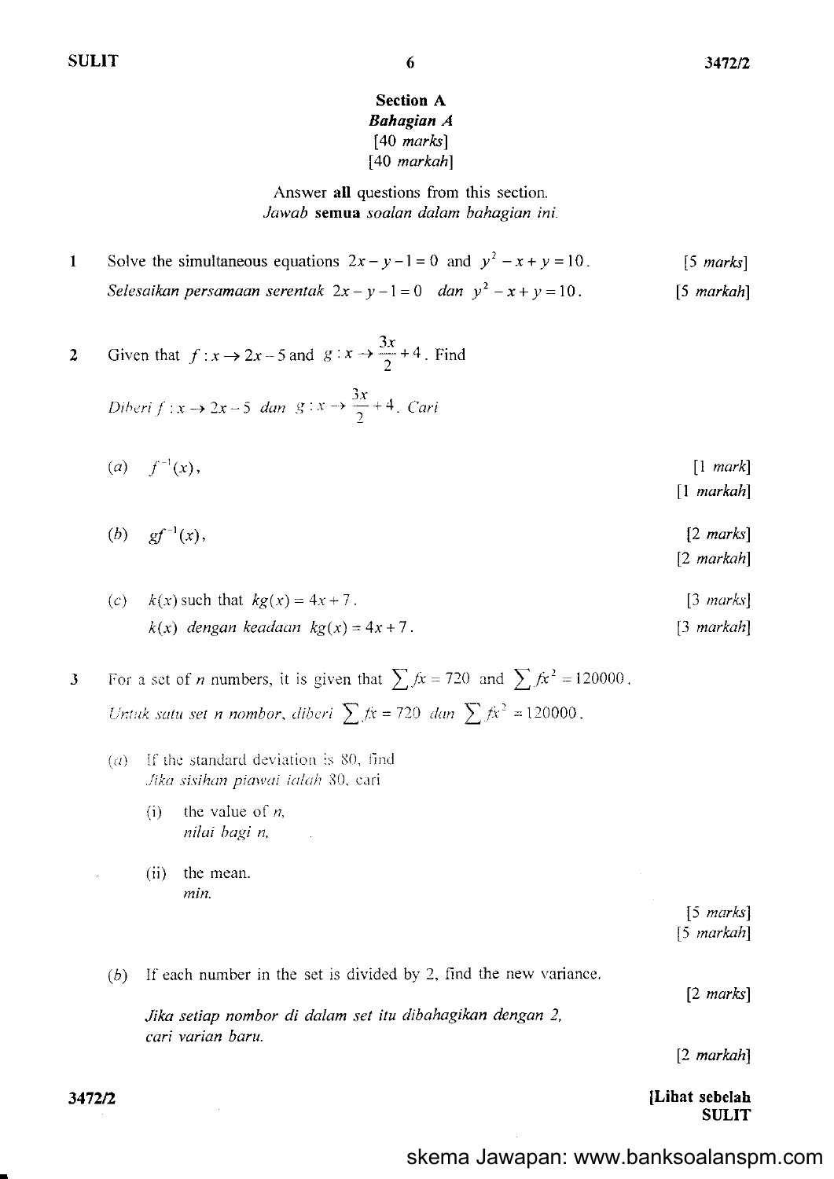## Section A
### *Bahagian A*

[40 *marks*]
[40 *markah*]

Answer **all** questions from this section.
*Jawab* **semua** *soalan dalam bahagian ini.*

**1** Solve the simultaneous equations $2x - y - 1 = 0$ and $y^2 - x + y = 10$. [5 *marks*]

*Selesaikan persamaan serentak* $2x - y - 1 = 0$ *dan* $y^2 - x + y = 10$. [5 *markah*]

**2** Given that $f : x \rightarrow 2x - 5$ and $g : x \rightarrow \frac{3x}{2} + 4$. Find

*Diberi* $f : x \rightarrow 2x - 5$ *dan* $g : x \rightarrow \frac{3x}{2} + 4$. *Cari*

(*a*) $f^{-1}(x)$, [1 *mark*]
[1 *markah*]

(*b*) $gf^{-1}(x)$, [2 *marks*]
[2 *markah*]

(*c*) $k(x)$ such that $kg(x) = 4x + 7$. [3 *marks*]
$k(x)$ *dengan keadaan* $kg(x) = 4x + 7$. [3 *markah*]

**3** For a set of $n$ numbers, it is given that $\sum fx = 720$ and $\sum fx^2 = 120000$.

*Untuk satu set n nombor, diberi* $\sum fx = 720$ *dan* $\sum fx^2 = 120000$.

(*a*) If the standard deviation is 80, find
*Jika sisihan piawai ialah 80, cari*

(i) the value of $n$,
*nilai bagi n,*

(ii) the mean.
*min.*

[5 *marks*]
[5 *markah*]

(*b*) If each number in the set is divided by 2, find the new variance. [2 *marks*]

*Jika setiap nombor di dalam set itu dibahagikan dengan 2, cari varian baru.* [2 *markah*]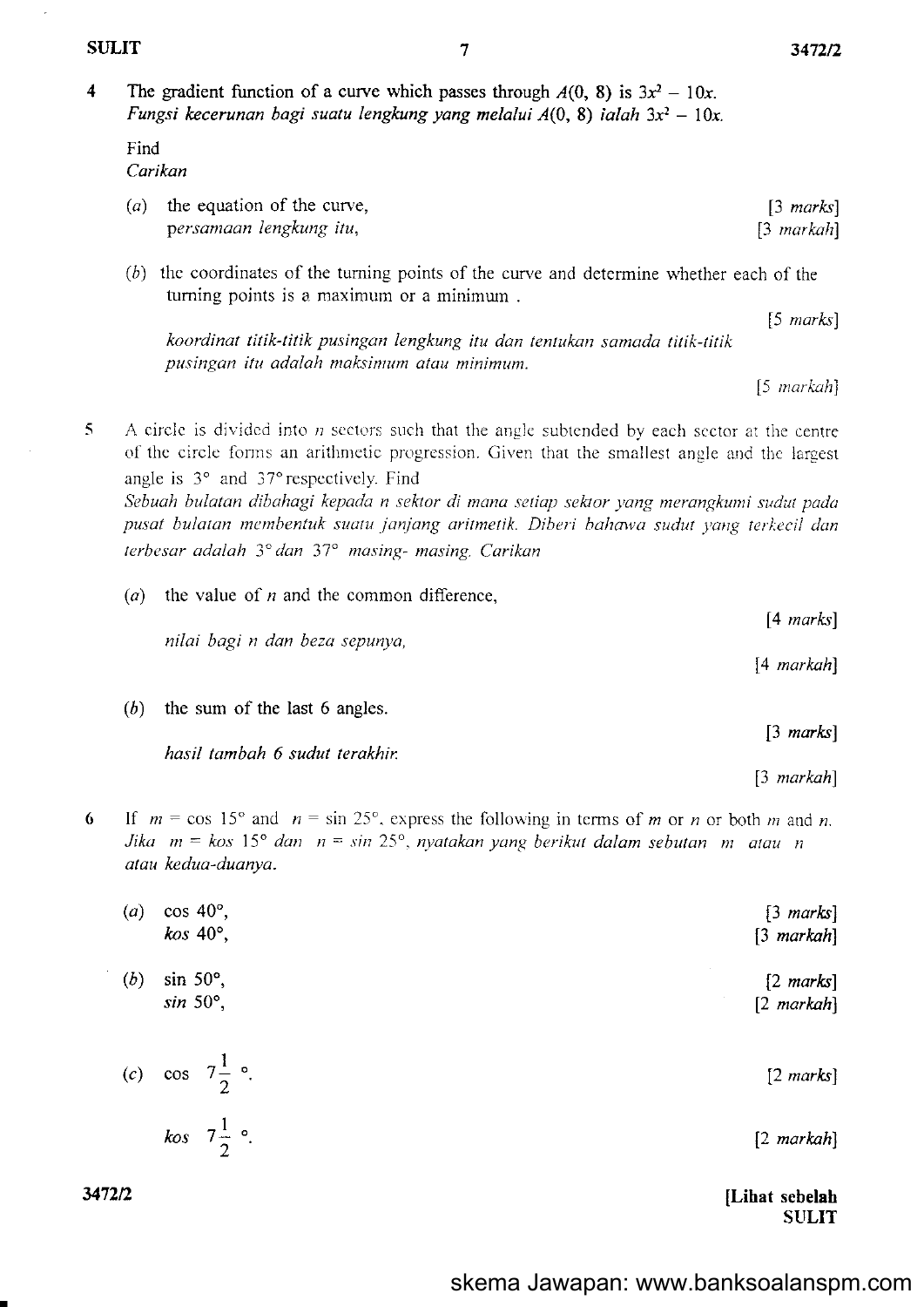4 The gradient function of a curve which passes through $A(0, 8)$ is $3x^2 - 10x$.
*Fungsi kecerunan bagi suatu lengkung yang melalui $A(0, 8)$ ialah $3x^2 - 10x$.*

Find
*Carikan*

(*a*) the equation of the curve, [3 *marks*]
*persamaan lengkung itu,* [3 *markah*]

(*b*) the coordinates of the turning points of the curve and determine whether each of the turning points is a maximum or a minimum . [5 *marks*]
*koordinat titik-titik pusingan lengkung itu dan tentukan samada titik-titik pusingan itu adalah maksimum atau minimum.* [5 *markah*]

5 A circle is divided into $n$ sectors such that the angle subtended by each sector at the centre of the circle forms an arithmetic progression. Given that the smallest angle and the largest angle is $3°$ and $37°$ respectively. Find
*Sebuah bulatan dibahagi kepada n sektor di mana setiap sektor yang merangkumi sudut pada pusat bulatan membentuk suatu janjang aritmetik. Diberi bahawa sudut yang terkecil dan terbesar adalah $3°$ dan $37°$ masing- masing. Carikan*

(*a*) the value of $n$ and the common difference, [4 *marks*]
*nilai bagi n dan beza sepunya,* [4 *markah*]

(*b*) the sum of the last 6 angles. [3 *marks*]
*hasil tambah 6 sudut terakhir.* [3 *markah*]

6 If $m = \cos 15°$ and $n = \sin 25°$, express the following in terms of $m$ or $n$ or both $m$ and $n$.
*Jika $m = kos\ 15°$ dan $n = sin\ 25°$, nyatakan yang berikut dalam sebutan m atau n atau kedua-duanya.*

(*a*) $\cos 40°$, [3 *marks*]
*kos* $40°$, [3 *markah*]

(*b*) $\sin 50°$, [2 *marks*]
*sin* $50°$, [2 *markah*]

(*c*) $\cos 7\frac{1}{2}°$. [2 *marks*]
*kos* $7\frac{1}{2}°$. [2 *markah*]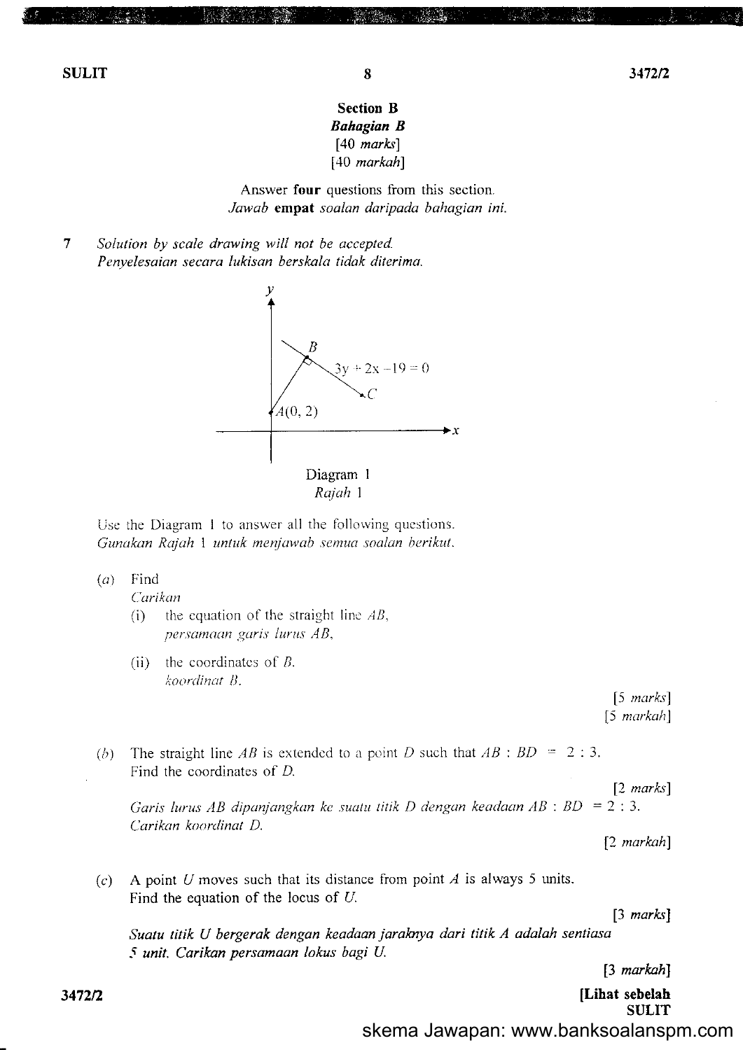## Section B
### *Bahagian B*

[40 *marks*]
[40 *markah*]

Answer **four** questions from this section.
*Jawab* **empat** *soalan daripada bahagian ini.*

**7** *Solution by scale drawing will not be accepted.*
*Penyelesaian secara lukisan berskala tidak diterima.*

Diagram 1
*Rajah 1*

Use the Diagram 1 to answer all the following questions.
*Gunakan Rajah 1 untuk menjawab semua soalan berikut.*

(*a*) Find
*Carikan*

(i) the equation of the straight line $AB$,
*persamaan garis lurus $AB$,*

(ii) the coordinates of $B$.
*koordinat $B$.*

[5 *marks*]
[5 *markah*]

(*b*) The straight line $AB$ is extended to a point $D$ such that $AB : BD = 2 : 3$.
Find the coordinates of $D$.

[2 *marks*]

*Garis lurus $AB$ dipanjangkan ke suatu titik $D$ dengan keadaan $AB : BD = 2 : 3$.*
*Carikan koordinat $D$.*

[2 *markah*]

(*c*) A point $U$ moves such that its distance from point $A$ is always 5 units.
Find the equation of the locus of $U$.

[3 *marks*]

*Suatu titik $U$ bergerak dengan keadaan jaraknya dari titik $A$ adalah sentiasa 5 unit. Carikan persamaan lokus bagi $U$.*

[3 *markah*]

skema Jawapan: www.banksoalanspm.com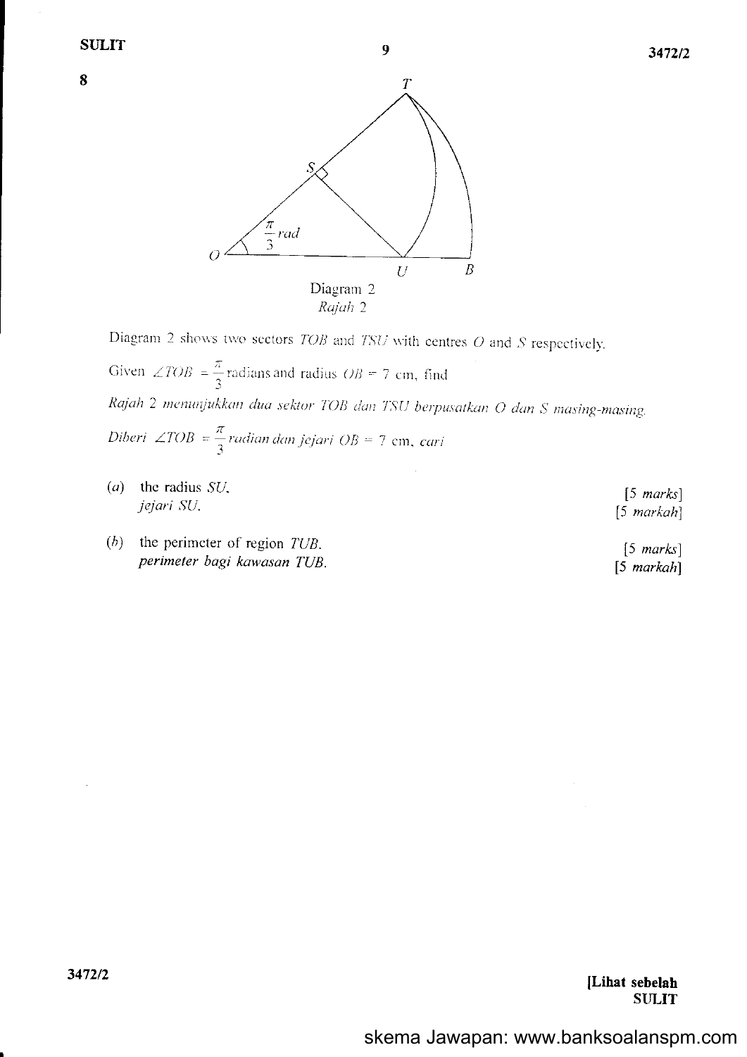**8**

Diagram 2
*Rajah 2*

Diagram 2 shows two sectors $TOB$ and $TSU$ with centres $O$ and $S$ respectively.

Given $\angle TOB = \frac{\pi}{3}$ radians and radius $OB = 7$ cm, find

*Rajah 2 menunjukkan dua sektor $TOB$ dan $TSU$ berpusatkan $O$ dan $S$ masing-masing.*

*Diberi $\angle TOB = \frac{\pi}{3}$ radian dan jejari $OB = 7$ cm, cari*

(*a*) the radius $SU$,
*jejari $SU$,*

[5 *marks*]
[5 *markah*]

(*b*) the perimeter of region $TUB$.
*perimeter bagi kawasan $TUB$.*

[5 *marks*]
[5 *markah*]

skema Jawapan: www.banksoalanspm.com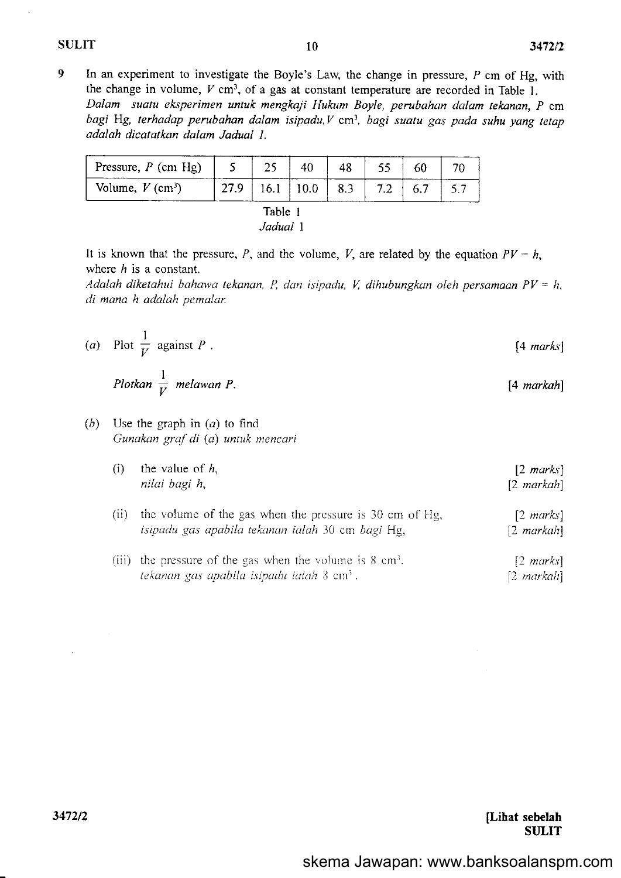9 In an experiment to investigate the Boyle's Law, the change in pressure, $P$ cm of Hg, with the change in volume, $V$ cm$^3$, of a gas at constant temperature are recorded in Table 1.
*Dalam suatu eksperimen untuk mengkaji Hukum Boyle, perubahan dalam tekanan, P cm bagi Hg, terhadap perubahan dalam isipadu, V cm$^3$, bagi suatu gas pada suhu yang tetap adalah dicatatkan dalam Jadual 1.*

| Pressure, $P$ (cm Hg) | 5 | 25 | 40 | 48 | 55 | 60 | 70 |
|---|---|---|---|---|---|---|---|
| Volume, $V$ (cm$^3$) | 27.9 | 16.1 | 10.0 | 8.3 | 7.2 | 6.7 | 5.7 |

Table 1
*Jadual 1*

It is known that the pressure, $P$, and the volume, $V$, are related by the equation $PV = h$, where $h$ is a constant.
*Adalah diketahui bahawa tekanan, P, dan isipadu, V, dihubungkan oleh persamaan $PV = h$, di mana h adalah pemalar.*

(a) Plot $\frac{1}{V}$ against $P$. [4 *marks*]

*Plotkan $\frac{1}{V}$ melawan P.* [4 *markah*]

(b) Use the graph in (a) to find
*Gunakan graf di (a) untuk mencari*

(i) the value of $h$, [2 *marks*]
*nilai bagi h,* [2 *markah*]

(ii) the volume of the gas when the pressure is 30 cm of Hg, [2 *marks*]
*isipadu gas apabila tekanan ialah 30 cm bagi Hg,* [2 *markah*]

(iii) the pressure of the gas when the volume is 8 cm$^3$. [2 *marks*]
*tekanan gas apabila isipadu ialah 8 cm$^3$.* [2 *markah*]

skema Jawapan: www.banksoalanspm.com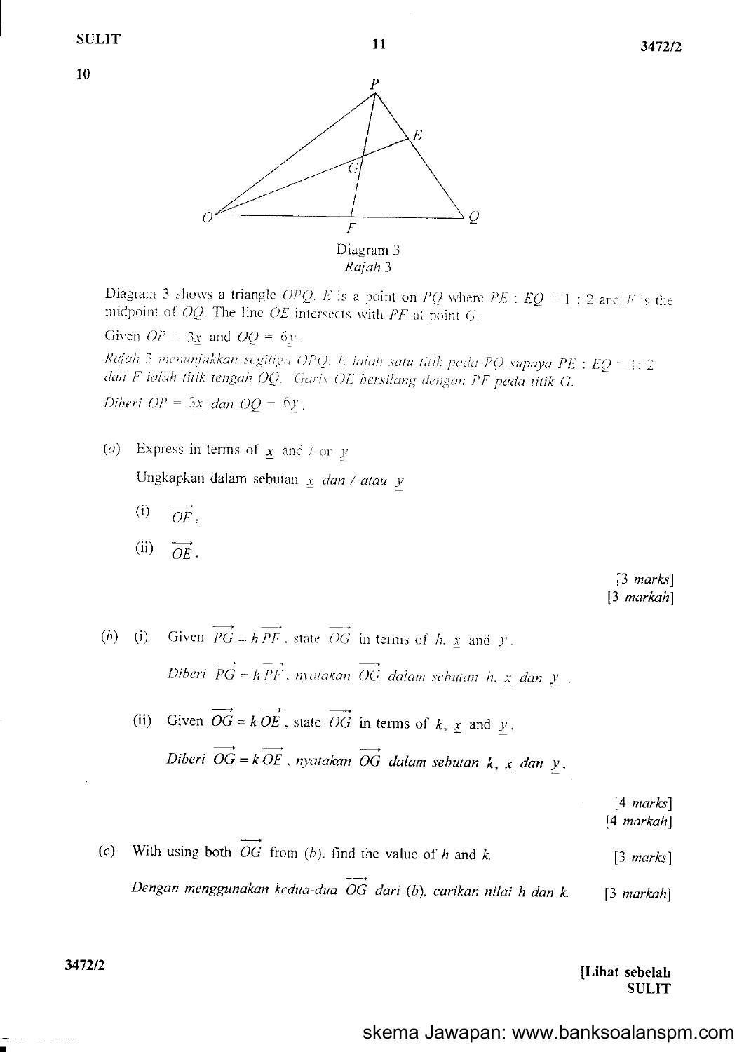10

Diagram 3
*Rajah* 3

Diagram 3 shows a triangle $OPQ$. $E$ is a point on $PQ$ where $PE : EQ = 1 : 2$ and $F$ is the midpoint of $OQ$. The line $OE$ intersects with $PF$ at point $G$.

Given $\overrightarrow{OP} = 3\underset{\sim}{x}$ and $\overrightarrow{OQ} = 6\underset{\sim}{y}$.

*Rajah 3 menunjukkan segitiga $OPQ$. $E$ ialah satu titik pada $PQ$ supaya $PE : EQ = 1 : 2$ dan $F$ ialah titik tengah $OQ$. Garis $OE$ bersilang dengan $PF$ pada titik $G$.*

*Diberi $\overrightarrow{OP} = 3\underset{\sim}{x}$ dan $\overrightarrow{OQ} = 6\underset{\sim}{y}$.*

(a) Express in terms of $\underset{\sim}{x}$ and / or $\underset{\sim}{y}$

*Ungkapkan dalam sebutan $\underset{\sim}{x}$ dan / atau $\underset{\sim}{y}$*

(i) $\overrightarrow{OF}$,

(ii) $\overrightarrow{OE}$.

[3 *marks*]
[3 *markah*]

(b) (i) Given $\overrightarrow{PG} = h\overrightarrow{PF}$, state $\overrightarrow{OG}$ in terms of $h$, $\underset{\sim}{x}$ and $\underset{\sim}{y}$.

*Diberi $\overrightarrow{PG} = h\overrightarrow{PF}$, nyatakan $\overrightarrow{OG}$ dalam sebutan $h$, $\underset{\sim}{x}$ dan $\underset{\sim}{y}$.*

(ii) Given $\overrightarrow{OG} = k\overrightarrow{OE}$, state $\overrightarrow{OG}$ in terms of $k$, $\underset{\sim}{x}$ and $\underset{\sim}{y}$.

*Diberi $\overrightarrow{OG} = k\overrightarrow{OE}$, nyatakan $\overrightarrow{OG}$ dalam sebutan $k$, $\underset{\sim}{x}$ dan $\underset{\sim}{y}$.*

[4 *marks*]
[4 *markah*]

(c) With using both $\overrightarrow{OG}$ from (b), find the value of $h$ and $k$. [3 *marks*]

*Dengan menggunakan kedua-dua $\overrightarrow{OG}$ dari (b), carikan nilai $h$ dan $k$.* [3 *markah*]

[Lihat sebelah
SULIT

skema Jawapan: www.banksoalanspm.com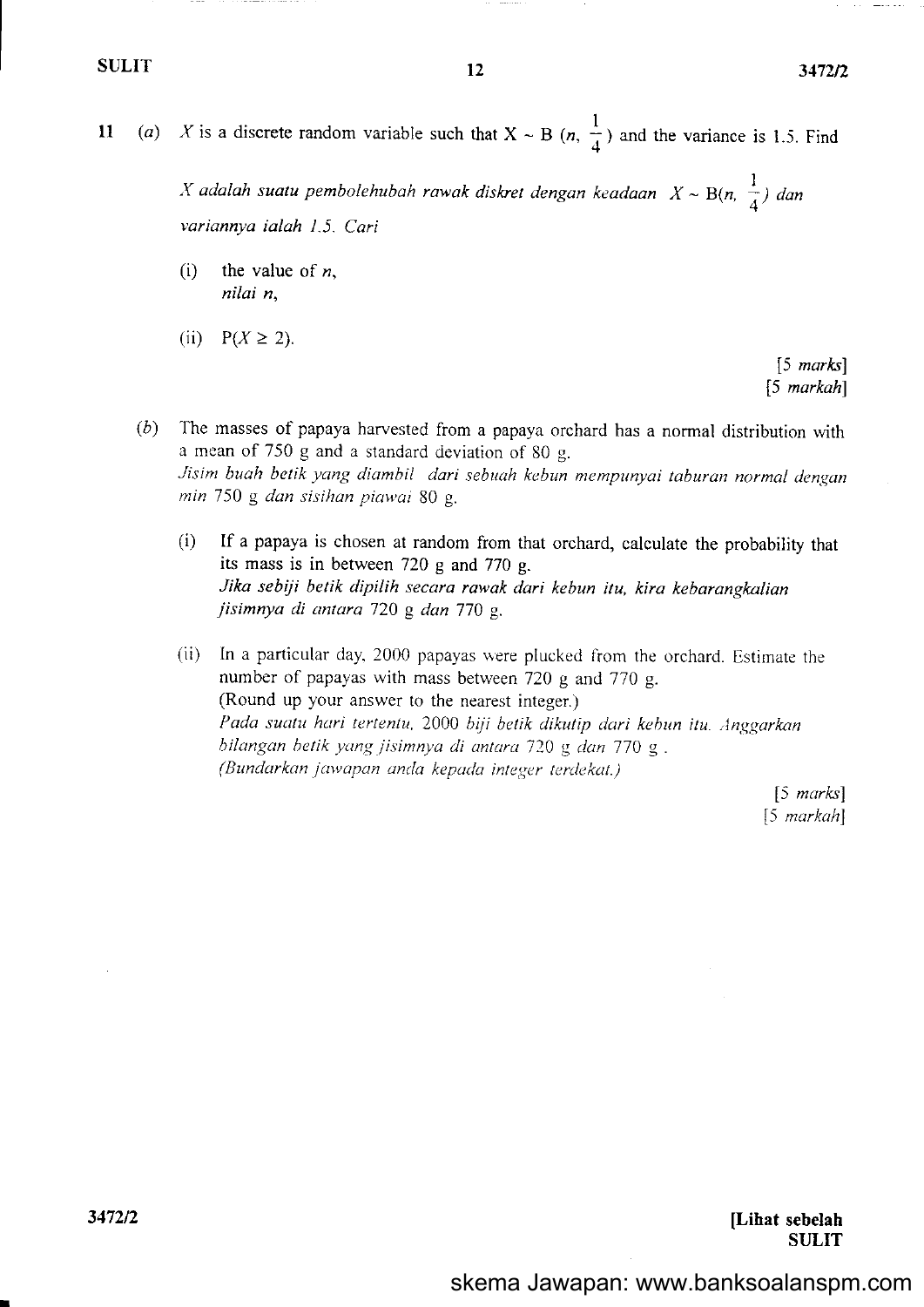**11** (*a*) $X$ is a discrete random variable such that $X \sim B\left(n, \frac{1}{4}\right)$ and the variance is 1.5. Find

*$X$ adalah suatu pembolehubah rawak diskret dengan keadaan $X \sim B\left(n, \frac{1}{4}\right)$ dan variannya ialah 1.5. Cari*

(i) the value of $n$,
*nilai $n$,*

(ii) $P(X \geq 2)$.

[5 *marks*]
[5 *markah*]

(*b*) The masses of papaya harvested from a papaya orchard has a normal distribution with a mean of 750 g and a standard deviation of 80 g.
*Jisim buah betik yang diambil dari sebuah kebun mempunyai taburan normal dengan min 750 g dan sisihan piawai 80 g.*

(i) If a papaya is chosen at random from that orchard, calculate the probability that its mass is in between 720 g and 770 g.
*Jika sebiji betik dipilih secara rawak dari kebun itu, kira kebarangkalian jisimnya di antara 720 g dan 770 g.*

(ii) In a particular day, 2000 papayas were plucked from the orchard. Estimate the number of papayas with mass between 720 g and 770 g.
(Round up your answer to the nearest integer.)
*Pada suatu hari tertentu, 2000 biji betik dikutip dari kebun itu. Anggarkan bilangan betik yang jisimnya di antara 720 g dan 770 g.*
*(Bundarkan jawapan anda kepada integer terdekat.)*

[5 *marks*]
[5 *markah*]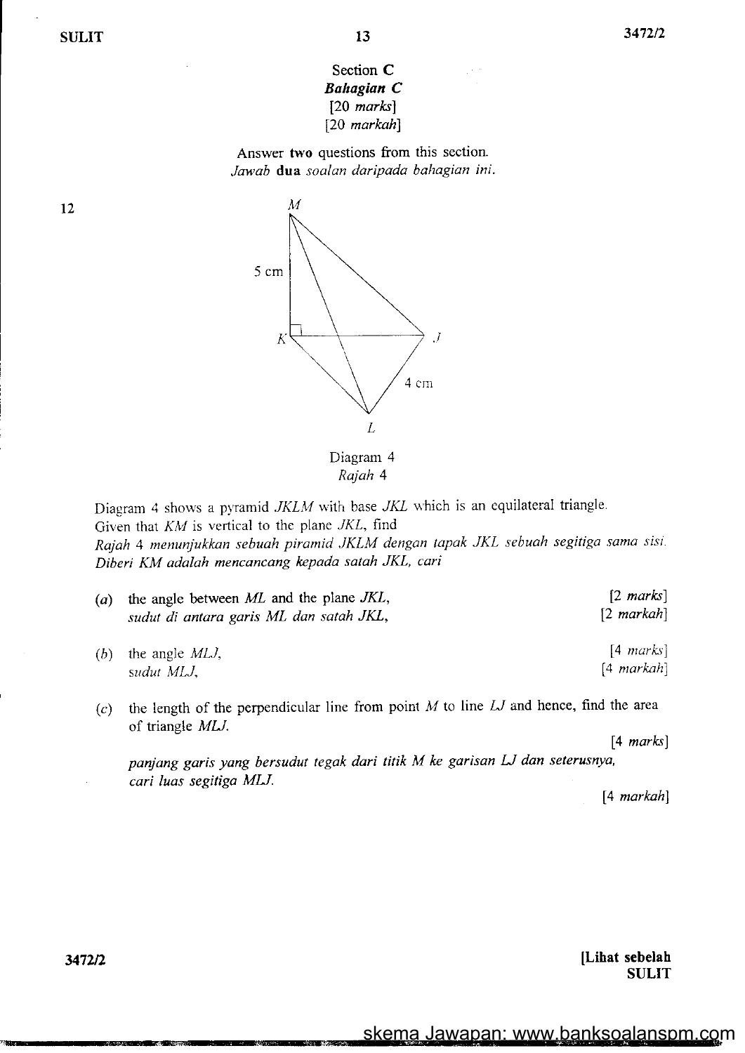Section **C**
***Bahagian C***
[20 *marks*]
[20 *markah*]

Answer **two** questions from this section.
*Jawab* **dua** *soalan daripada bahagian ini.*

12

Diagram 4
*Rajah 4*

Diagram 4 shows a pyramid $JKLM$ with base $JKL$ which is an equilateral triangle.
Given that $KM$ is vertical to the plane $JKL$, find
*Rajah 4 menunjukkan sebuah piramid JKLM dengan tapak JKL sebuah segitiga sama sisi.*
*Diberi KM adalah mencancang kepada satah JKL, cari*

(*a*) the angle between $ML$ and the plane $JKL$, [2 *marks*]
*sudut di antara garis ML dan satah JKL,* [2 *markah*]

(*b*) the angle $MLJ$, [4 *marks*]
*sudut MLJ,* [4 *markah*]

(*c*) the length of the perpendicular line from point $M$ to line $LJ$ and hence, find the area of triangle $MLJ$.
[4 *marks*]
*panjang garis yang bersudut tegak dari titik M ke garisan LJ dan seterusnya, cari luas segitiga MLJ.*
[4 *markah*]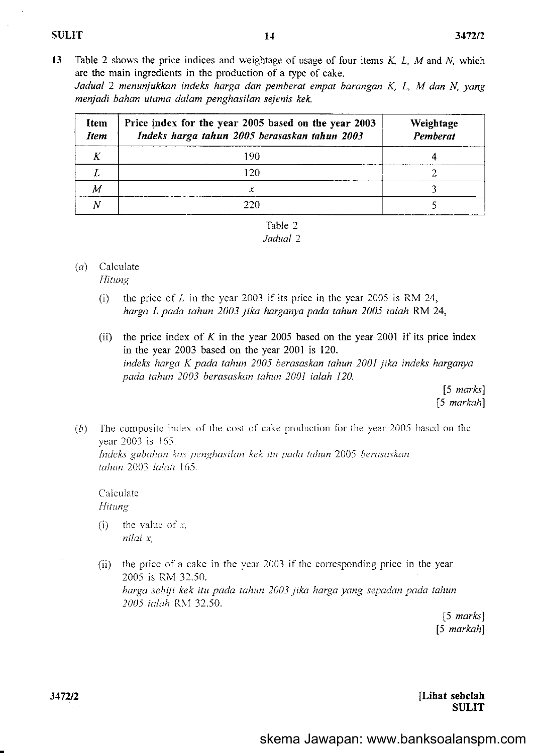**13** Table 2 shows the price indices and weightage of usage of four items $K$, $L$, $M$ and $N$, which are the main ingredients in the production of a type of cake.
*Jadual 2 menunjukkan indeks harga dan pemberat empat barangan K, L, M dan N, yang menjadi bahan utama dalam penghasilan sejenis kek.*

| **Item** *Item* | **Price index for the year 2005 based on the year 2003** *Indeks harga tahun 2005 berasaskan tahun 2003* | **Weightage** *Pemberat* |
|---|---|---|
| $K$ | 190 | 4 |
| $L$ | 120 | 2 |
| $M$ | $x$ | 3 |
| $N$ | 220 | 5 |

Table 2
*Jadual 2*

(*a*) Calculate
*Hitung*

(i) the price of $L$ in the year 2003 if its price in the year 2005 is RM 24,
*harga L pada tahun 2003 jika harganya pada tahun 2005 ialah* RM 24,

(ii) the price index of $K$ in the year 2005 based on the year 2001 if its price index in the year 2003 based on the year 2001 is 120.
*indeks harga K pada tahun 2005 berasaskan tahun 2001 jika indeks harganya pada tahun 2003 berasaskan tahun 2001 ialah 120.*

[5 *marks*]
[5 *markah*]

(*b*) The composite index of the cost of cake production for the year 2005 based on the year 2003 is 165.
*Indeks gubahan kos penghasilan kek itu pada tahun 2005 berasaskan tahun 2003 ialah 165.*

Calculate
*Hitung*

(i) the value of $x$,
*nilai x,*

(ii) the price of a cake in the year 2003 if the corresponding price in the year 2005 is RM 32.50.
*harga sebiji kek itu pada tahun 2003 jika harga yang sepadan pada tahun 2005 ialah* RM 32.50.

[5 *marks*]
[5 *markah*]

**[Lihat sebelah**
**SULIT**

skema Jawapan: www.banksoalanspm.com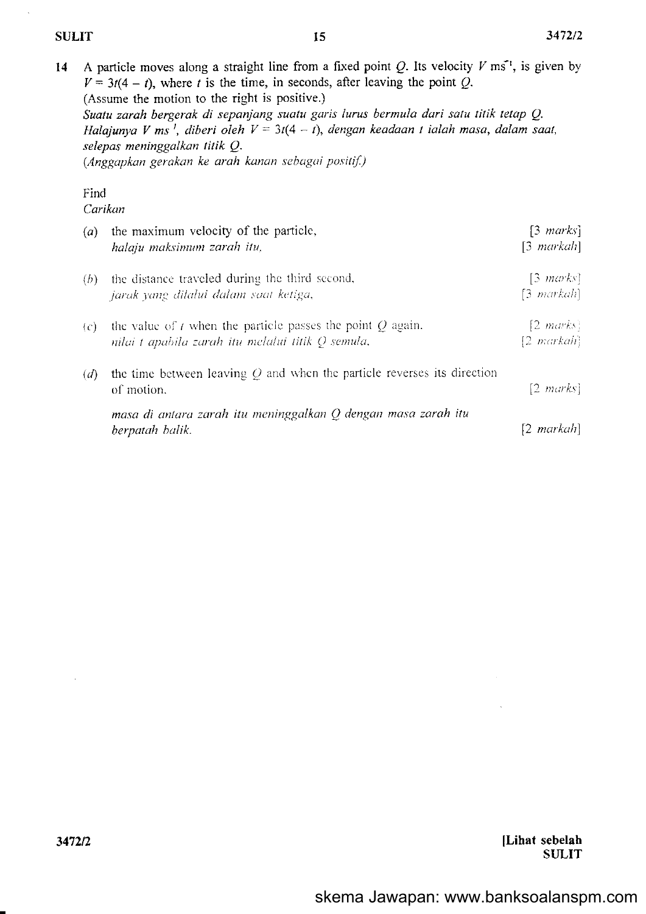14 A particle moves along a straight line from a fixed point $Q$. Its velocity $V$ ms$^{-1}$, is given by $V = 3t(4 - t)$, where $t$ is the time, in seconds, after leaving the point $Q$.
(Assume the motion to the right is positive.)
*Suatu zarah bergerak di sepanjang suatu garis lurus bermula dari satu titik tetap $Q$. Halajunya $V$ ms$^{-1}$, diberi oleh $V = 3t(4 - t)$, dengan keadaan $t$ ialah masa, dalam saat, selepas meninggalkan titik $Q$.*
*(Anggapkan gerakan ke arah kanan sebagai positif.)*

Find
*Carikan*

(*a*) the maximum velocity of the particle, [3 *marks*]
*halaju maksimum zarah itu,* [3 *markah*]

(*b*) the distance traveled during the third second, [3 *marks*]
*jarak yang dilalui dalam saat ketiga,* [3 *markah*]

(*c*) the value of $t$ when the particle passes the point $Q$ again. [2 *marks*]
*nilai t apabila zarah itu melalui titik Q semula.* [2 *markah*]

(*d*) the time between leaving $Q$ and when the particle reverses its direction of motion. [2 *marks*]
*masa di antara zarah itu meninggalkan Q dengan masa zarah itu berpatah balik.* [2 *markah*]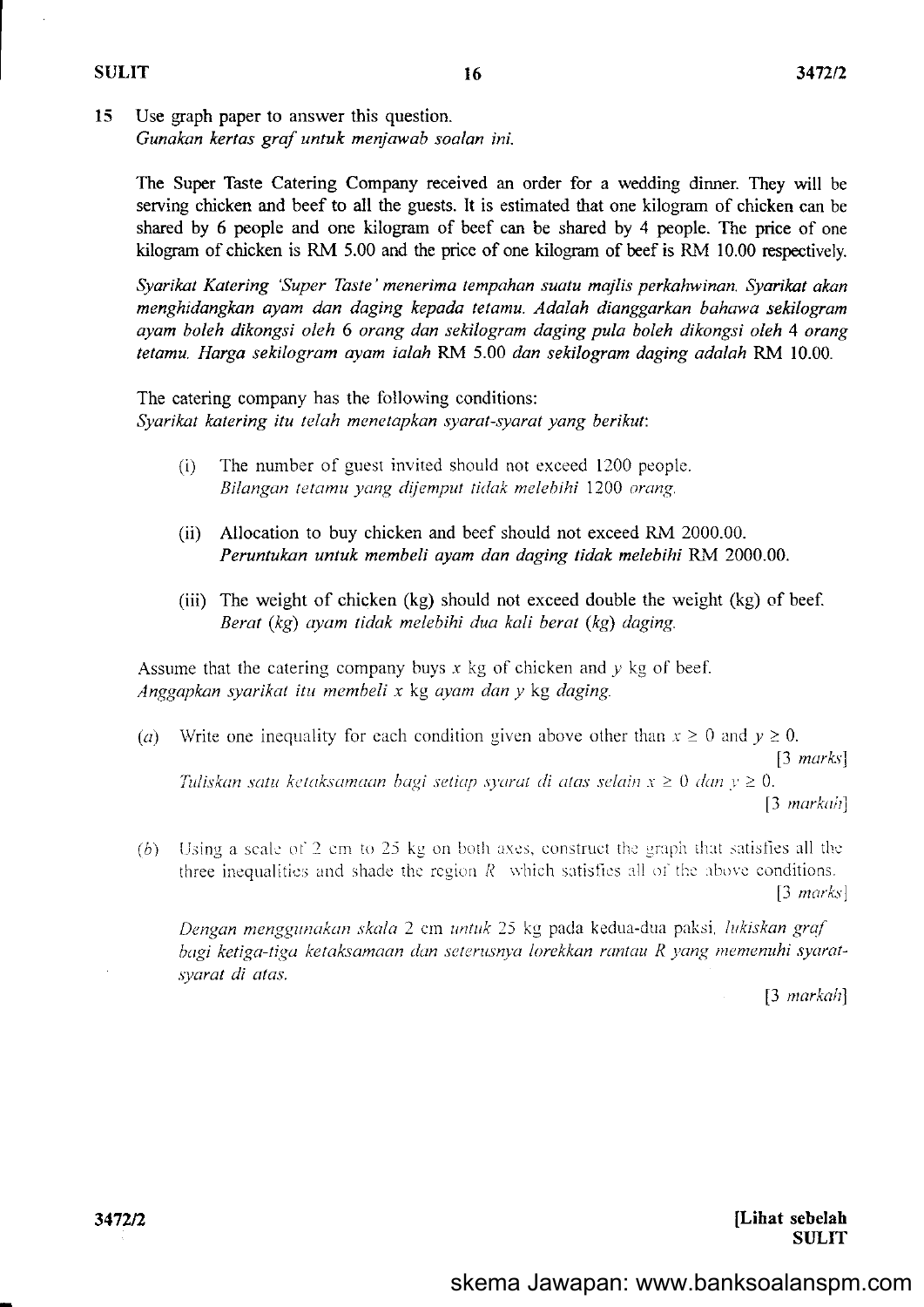**15** Use graph paper to answer this question.
*Gunakan kertas graf untuk menjawab soalan ini.*

The Super Taste Catering Company received an order for a wedding dinner. They will be serving chicken and beef to all the guests. It is estimated that one kilogram of chicken can be shared by 6 people and one kilogram of beef can be shared by 4 people. The price of one kilogram of chicken is RM 5.00 and the price of one kilogram of beef is RM 10.00 respectively.

*Syarikat Katering 'Super Taste' menerima tempahan suatu majlis perkahwinan. Syarikat akan menghidangkan ayam dan daging kepada tetamu. Adalah dianggarkan bahawa sekilogram ayam boleh dikongsi oleh 6 orang dan sekilogram daging pula boleh dikongsi oleh 4 orang tetamu. Harga sekilogram ayam ialah RM 5.00 dan sekilogram daging adalah RM 10.00.*

The catering company has the following conditions:
*Syarikat katering itu telah menetapkan syarat-syarat yang berikut:*

(i) The number of guest invited should not exceed 1200 people.
*Bilangan tetamu yang dijemput tidak melebihi 1200 orang.*

(ii) Allocation to buy chicken and beef should not exceed RM 2000.00.
*Peruntukan untuk membeli ayam dan daging tidak melebihi RM 2000.00.*

(iii) The weight of chicken (kg) should not exceed double the weight (kg) of beef.
*Berat (kg) ayam tidak melebihi dua kali berat (kg) daging.*

Assume that the catering company buys $x$ kg of chicken and $y$ kg of beef.
*Anggapkan syarikat itu membeli $x$ kg ayam dan $y$ kg daging.*

(*a*) Write one inequality for each condition given above other than $x \geq 0$ and $y \geq 0$.
[3 *marks*]
*Tuliskan satu ketaksamaan bagi setiap syarat di atas selain $x \geq 0$ dan $y \geq 0$.*
[3 *markah*]

(*b*) Using a scale of 2 cm to 25 kg on both axes, construct the graph that satisfies all the three inequalities and shade the region $R$ which satisfies all of the above conditions.
[3 *marks*]

*Dengan menggunakan skala 2 cm untuk 25 kg pada kedua-dua paksi, lukiskan graf bagi ketiga-tiga ketaksamaan dan seterusnya lorekkan rantau R yang memenuhi syarat-syarat di atas.*
[3 *markah*]

skema Jawapan: www.banksoalanspm.com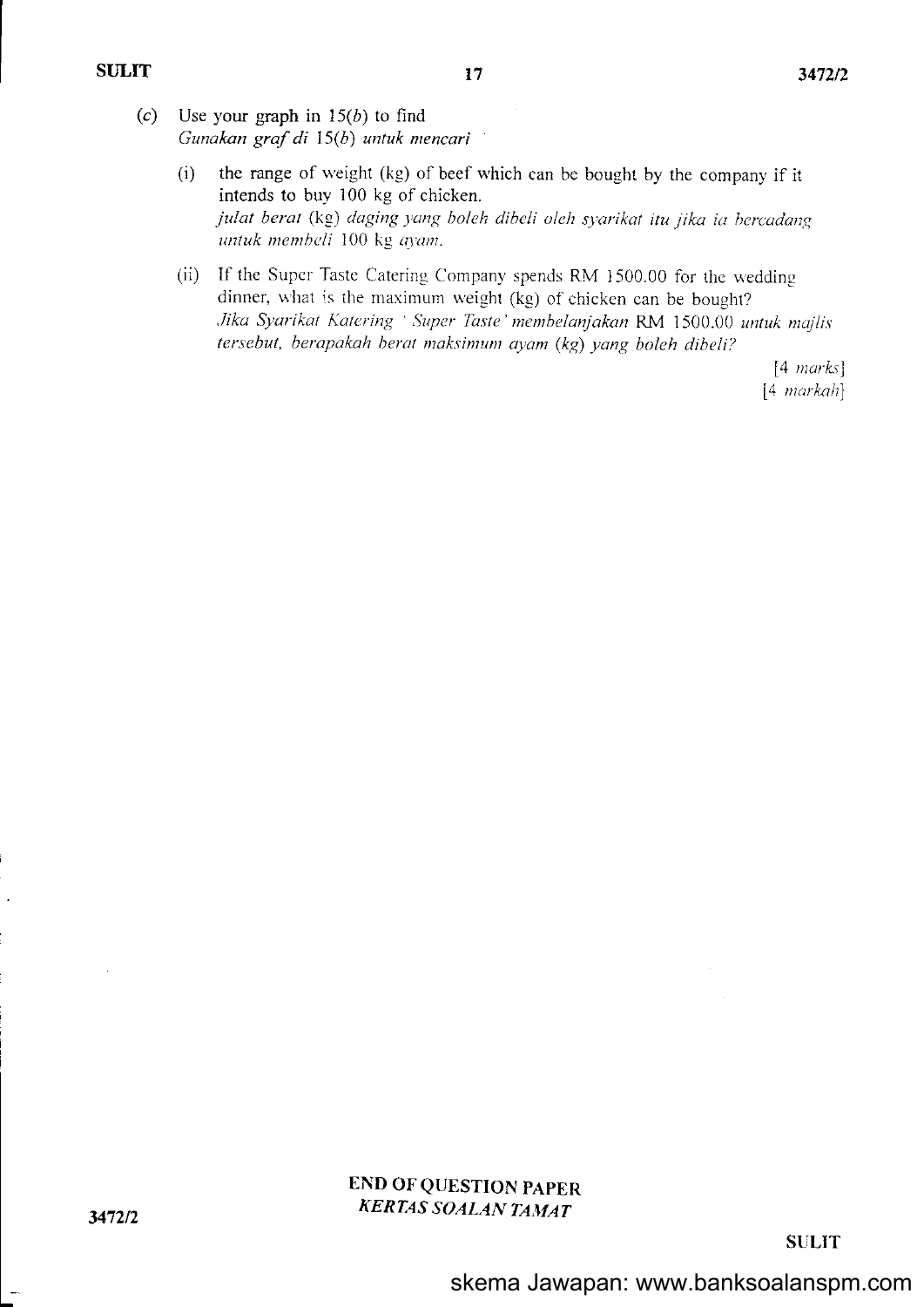(*c*) Use your graph in 15(*b*) to find
*Gunakan graf di 15(b) untuk mencari*

(i) the range of weight (kg) of beef which can be bought by the company if it intends to buy 100 kg of chicken.
*julat berat (kg) daging yang boleh dibeli oleh syarikat itu jika ia bercadang untuk membeli 100 kg ayam.*

(ii) If the Super Taste Catering Company spends RM 1500.00 for the wedding dinner, what is the maximum weight (kg) of chicken can be bought?
*Jika Syarikat Katering 'Super Taste' membelanjakan RM 1500.00 untuk majlis tersebut, berapakah berat maksimum ayam (kg) yang boleh dibeli?*

[4 *marks*]
[4 *markah*]

**END OF QUESTION PAPER**
***KERTAS SOALAN TAMAT***

skema Jawapan: www.banksoalanspm.com